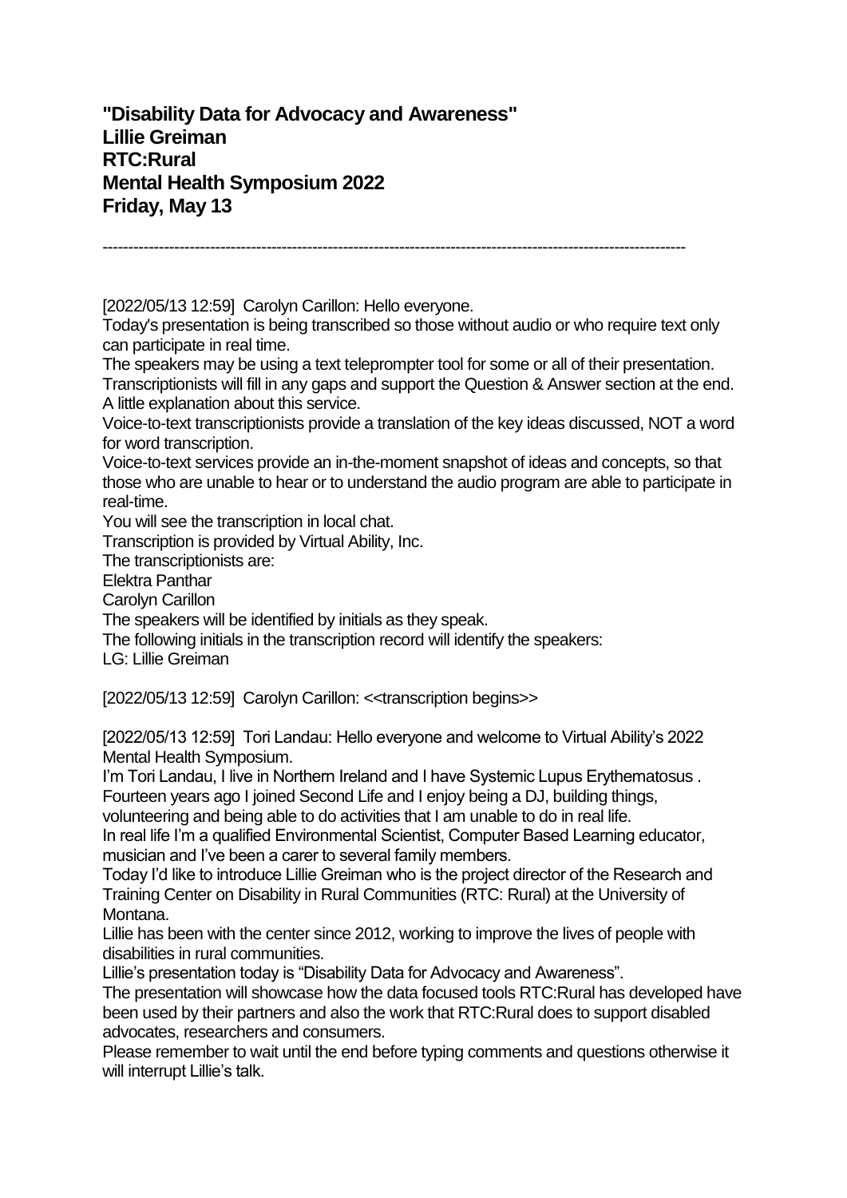**"Disability Data for Advocacy and Awareness"**
**Lillie Greiman**
**RTC:Rural**
**Mental Health Symposium 2022**
**Friday, May 13**

---

[2022/05/13 12:59] Carolyn Carillon: Hello everyone.
Today's presentation is being transcribed so those without audio or who require text only can participate in real time.
The speakers may be using a text teleprompter tool for some or all of their presentation.
Transcriptionists will fill in any gaps and support the Question & Answer section at the end.
A little explanation about this service.
Voice-to-text transcriptionists provide a translation of the key ideas discussed, NOT a word for word transcription.
Voice-to-text services provide an in-the-moment snapshot of ideas and concepts, so that those who are unable to hear or to understand the audio program are able to participate in real-time.
You will see the transcription in local chat.
Transcription is provided by Virtual Ability, Inc.
The transcriptionists are:
Elektra Panthar
Carolyn Carillon
The speakers will be identified by initials as they speak.
The following initials in the transcription record will identify the speakers:
LG: Lillie Greiman

[2022/05/13 12:59] Carolyn Carillon: <<transcription begins>>

[2022/05/13 12:59] Tori Landau: Hello everyone and welcome to Virtual Ability's 2022 Mental Health Symposium.
I'm Tori Landau, I live in Northern Ireland and I have Systemic Lupus Erythematosus .
Fourteen years ago I joined Second Life and I enjoy being a DJ, building things, volunteering and being able to do activities that I am unable to do in real life.
In real life I'm a qualified Environmental Scientist, Computer Based Learning educator, musician and I've been a carer to several family members.
Today I'd like to introduce Lillie Greiman who is the project director of the Research and Training Center on Disability in Rural Communities (RTC: Rural) at the University of Montana.
Lillie has been with the center since 2012, working to improve the lives of people with disabilities in rural communities.
Lillie's presentation today is "Disability Data for Advocacy and Awareness".
The presentation will showcase how the data focused tools RTC:Rural has developed have been used by their partners and also the work that RTC:Rural does to support disabled advocates, researchers and consumers.
Please remember to wait until the end before typing comments and questions otherwise it will interrupt Lillie's talk.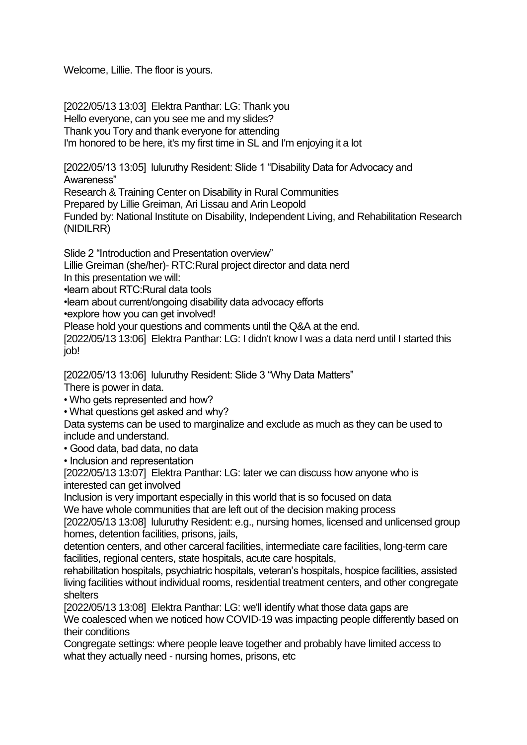Welcome, Lillie. The floor is yours.

[2022/05/13 13:03] Elektra Panthar: LG: Thank you
Hello everyone, can you see me and my slides?
Thank you Tory and thank everyone for attending
I'm honored to be here, it's my first time in SL and I'm enjoying it a lot

[2022/05/13 13:05] lululruthy Resident: Slide 1 "Disability Data for Advocacy and Awareness"
Research & Training Center on Disability in Rural Communities
Prepared by Lillie Greiman, Ari Lissau and Arin Leopold
Funded by: National Institute on Disability, Independent Living, and Rehabilitation Research (NIDILRR)

Slide 2 "Introduction and Presentation overview"
Lillie Greiman (she/her)- RTC:Rural project director and data nerd
In this presentation we will:
•learn about RTC:Rural data tools
•learn about current/ongoing disability data advocacy efforts
•explore how you can get involved!
Please hold your questions and comments until the Q&A at the end.
[2022/05/13 13:06] Elektra Panthar: LG: I didn't know I was a data nerd until I started this job!

[2022/05/13 13:06] lululruthy Resident: Slide 3 "Why Data Matters"
There is power in data.
• Who gets represented and how?
• What questions get asked and why?
Data systems can be used to marginalize and exclude as much as they can be used to include and understand.
• Good data, bad data, no data
• Inclusion and representation
[2022/05/13 13:07] Elektra Panthar: LG: later we can discuss how anyone who is interested can get involved
Inclusion is very important especially in this world that is so focused on data
We have whole communities that are left out of the decision making process
[2022/05/13 13:08] lululruthy Resident: e.g., nursing homes, licensed and unlicensed group homes, detention facilities, prisons, jails,
detention centers, and other carceral facilities, intermediate care facilities, long-term care facilities, regional centers, state hospitals, acute care hospitals,
rehabilitation hospitals, psychiatric hospitals, veteran's hospitals, hospice facilities, assisted living facilities without individual rooms, residential treatment centers, and other congregate shelters
[2022/05/13 13:08] Elektra Panthar: LG: we'll identify what those data gaps are
We coalesced when we noticed how COVID-19 was impacting people differently based on their conditions
Congregate settings: where people leave together and probably have limited access to what they actually need - nursing homes, prisons, etc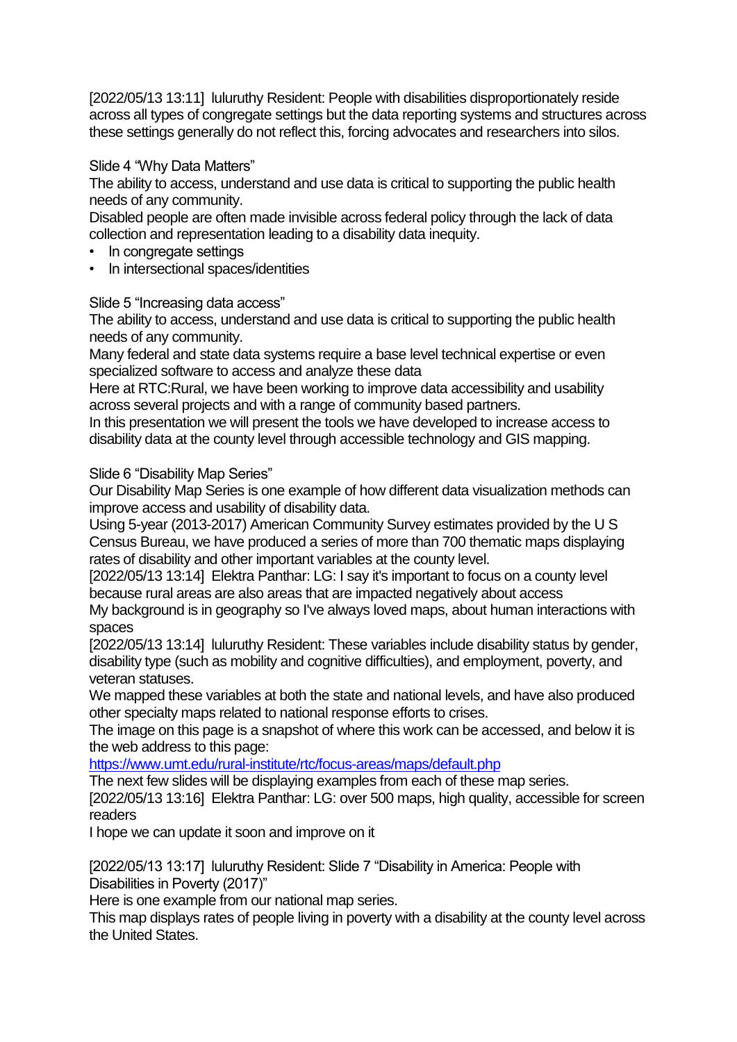[2022/05/13 13:11]  luluruthy Resident: People with disabilities disproportionately reside across all types of congregate settings but the data reporting systems and structures across these settings generally do not reflect this, forcing advocates and researchers into silos.

Slide 4 "Why Data Matters"
The ability to access, understand and use data is critical to supporting the public health needs of any community.
Disabled people are often made invisible across federal policy through the lack of data collection and representation leading to a disability data inequity.

- In congregate settings
- In intersectional spaces/identities

Slide 5 "Increasing data access"
The ability to access, understand and use data is critical to supporting the public health needs of any community.
Many federal and state data systems require a base level technical expertise or even specialized software to access and analyze these data
Here at RTC:Rural, we have been working to improve data accessibility and usability across several projects and with a range of community based partners.
In this presentation we will present the tools we have developed to increase access to disability data at the county level through accessible technology and GIS mapping.

Slide 6 "Disability Map Series"
Our Disability Map Series is one example of how different data visualization methods can improve access and usability of disability data.
Using 5-year (2013-2017) American Community Survey estimates provided by the U S Census Bureau, we have produced a series of more than 700 thematic maps displaying rates of disability and other important variables at the county level.
[2022/05/13 13:14]  Elektra Panthar: LG: I say it's important to focus on a county level because rural areas are also areas that are impacted negatively about access
My background is in geography so I've always loved maps, about human interactions with spaces
[2022/05/13 13:14]  luluruthy Resident: These variables include disability status by gender, disability type (such as mobility and cognitive difficulties), and employment, poverty, and veteran statuses.
We mapped these variables at both the state and national levels, and have also produced other specialty maps related to national response efforts to crises.
The image on this page is a snapshot of where this work can be accessed, and below it is the web address to this page:
[https://www.umt.edu/rural-institute/rtc/focus-areas/maps/default.php](https://www.umt.edu/rural-institute/rtc/focus-areas/maps/default.php)
The next few slides will be displaying examples from each of these map series.
[2022/05/13 13:16]  Elektra Panthar: LG: over 500 maps, high quality, accessible for screen readers
I hope we can update it soon and improve on it

[2022/05/13 13:17]  luluruthy Resident: Slide 7 "Disability in America: People with Disabilities in Poverty (2017)"
Here is one example from our national map series.
This map displays rates of people living in poverty with a disability at the county level across the United States.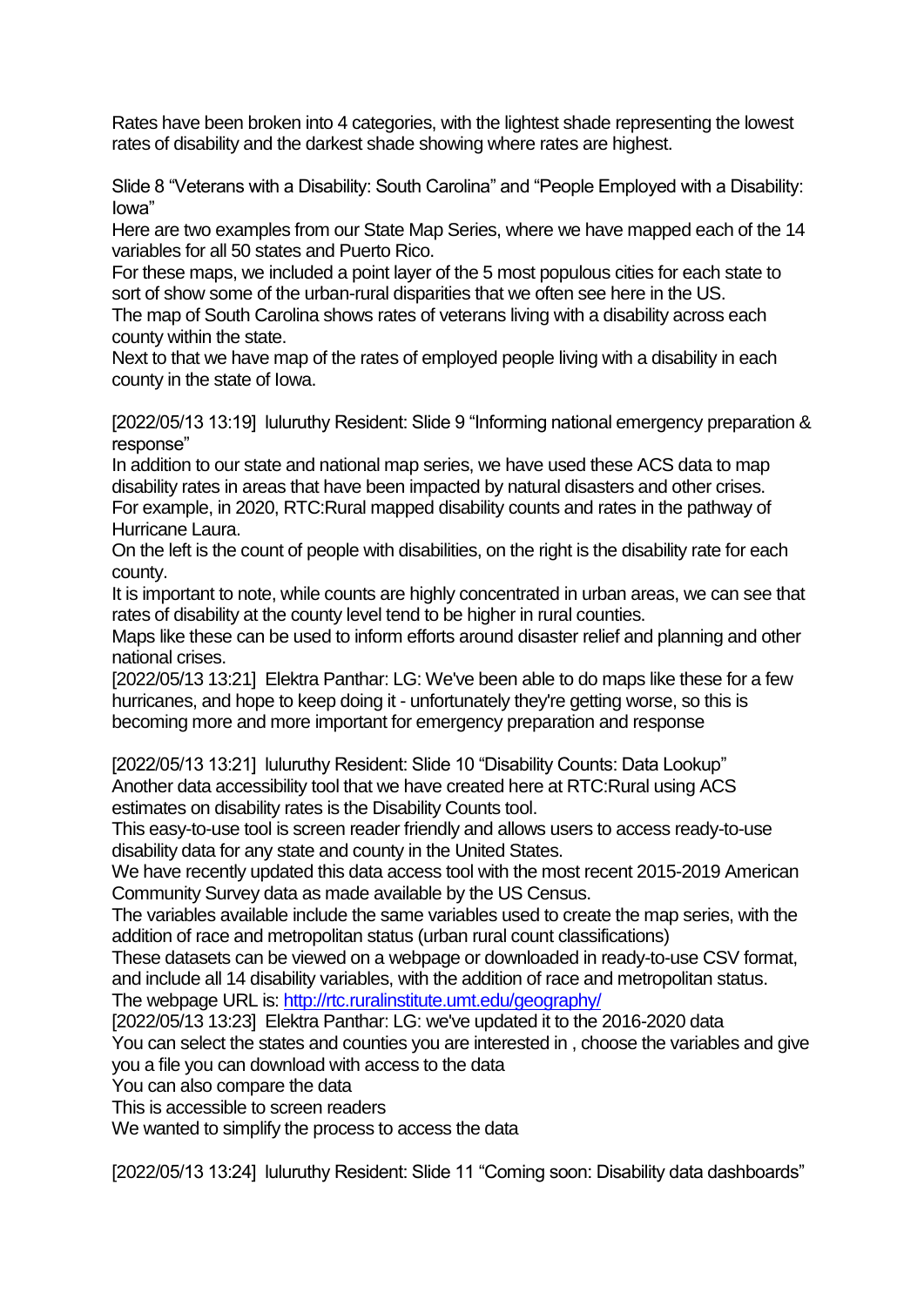Rates have been broken into 4 categories, with the lightest shade representing the lowest rates of disability and the darkest shade showing where rates are highest.

Slide 8 "Veterans with a Disability: South Carolina" and "People Employed with a Disability: Iowa"
Here are two examples from our State Map Series, where we have mapped each of the 14 variables for all 50 states and Puerto Rico.
For these maps, we included a point layer of the 5 most populous cities for each state to sort of show some of the urban-rural disparities that we often see here in the US.
The map of South Carolina shows rates of veterans living with a disability across each county within the state.
Next to that we have map of the rates of employed people living with a disability in each county in the state of Iowa.

[2022/05/13 13:19] luluruthy Resident: Slide 9 "Informing national emergency preparation & response"
In addition to our state and national map series, we have used these ACS data to map disability rates in areas that have been impacted by natural disasters and other crises.
For example, in 2020, RTC:Rural mapped disability counts and rates in the pathway of Hurricane Laura.
On the left is the count of people with disabilities, on the right is the disability rate for each county.
It is important to note, while counts are highly concentrated in urban areas, we can see that rates of disability at the county level tend to be higher in rural counties.
Maps like these can be used to inform efforts around disaster relief and planning and other national crises.
[2022/05/13 13:21] Elektra Panthar: LG: We've been able to do maps like these for a few hurricanes, and hope to keep doing it - unfortunately they're getting worse, so this is becoming more and more important for emergency preparation and response

[2022/05/13 13:21] luluruthy Resident: Slide 10 "Disability Counts: Data Lookup"
Another data accessibility tool that we have created here at RTC:Rural using ACS estimates on disability rates is the Disability Counts tool.
This easy-to-use tool is screen reader friendly and allows users to access ready-to-use disability data for any state and county in the United States.
We have recently updated this data access tool with the most recent 2015-2019 American Community Survey data as made available by the US Census.
The variables available include the same variables used to create the map series, with the addition of race and metropolitan status (urban rural count classifications)
These datasets can be viewed on a webpage or downloaded in ready-to-use CSV format, and include all 14 disability variables, with the addition of race and metropolitan status.
The webpage URL is: http://rtc.ruralinstitute.umt.edu/geography/
[2022/05/13 13:23] Elektra Panthar: LG: we've updated it to the 2016-2020 data
You can select the states and counties you are interested in , choose the variables and give you a file you can download with access to the data
You can also compare the data
This is accessible to screen readers
We wanted to simplify the process to access the data

[2022/05/13 13:24] luluruthy Resident: Slide 11 "Coming soon: Disability data dashboards"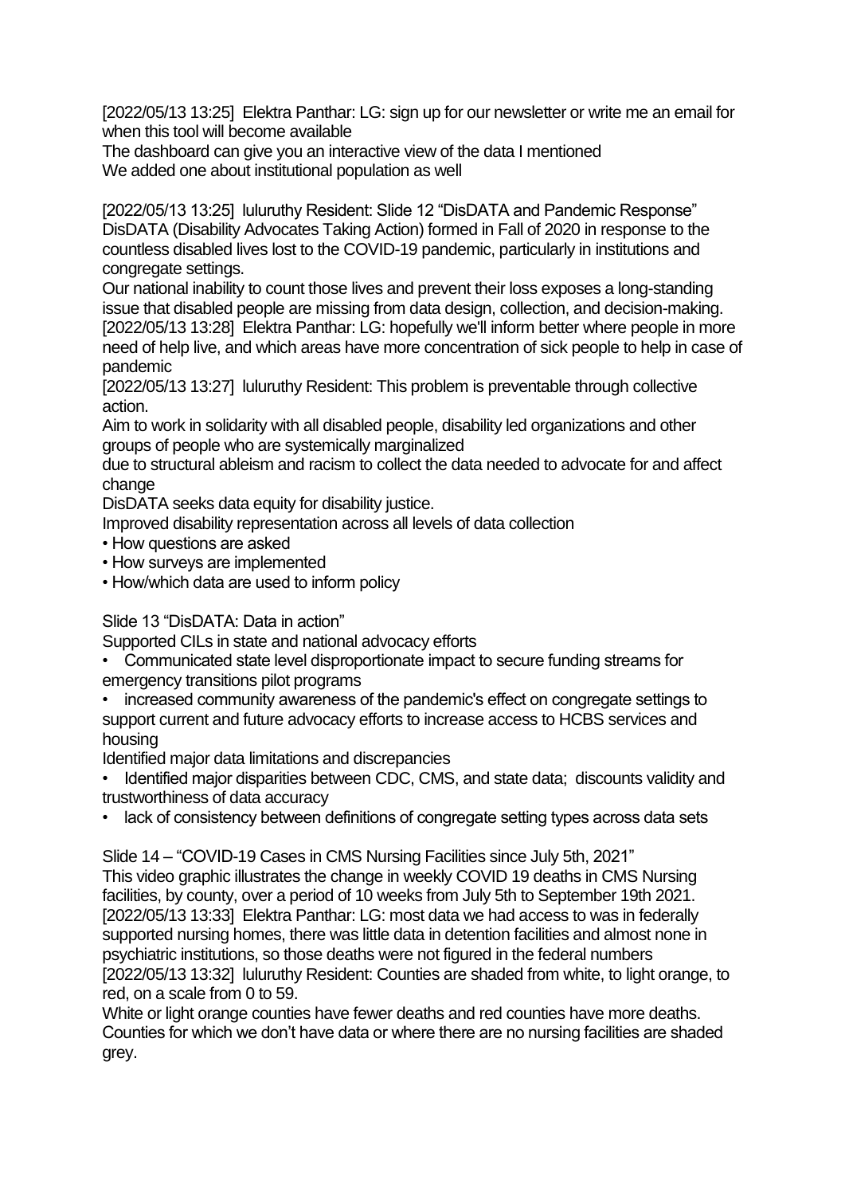[2022/05/13 13:25] Elektra Panthar: LG: sign up for our newsletter or write me an email for when this tool will become available
The dashboard can give you an interactive view of the data I mentioned
We added one about institutional population as well

[2022/05/13 13:25] luluruthy Resident: Slide 12 "DisDATA and Pandemic Response"
DisDATA (Disability Advocates Taking Action) formed in Fall of 2020 in response to the countless disabled lives lost to the COVID-19 pandemic, particularly in institutions and congregate settings.
Our national inability to count those lives and prevent their loss exposes a long-standing issue that disabled people are missing from data design, collection, and decision-making.
[2022/05/13 13:28] Elektra Panthar: LG: hopefully we'll inform better where people in more need of help live, and which areas have more concentration of sick people to help in case of pandemic
[2022/05/13 13:27] luluruthy Resident: This problem is preventable through collective action.
Aim to work in solidarity with all disabled people, disability led organizations and other groups of people who are systemically marginalized
due to structural ableism and racism to collect the data needed to advocate for and affect change
DisDATA seeks data equity for disability justice.
Improved disability representation across all levels of data collection

- How questions are asked
- How surveys are implemented
- How/which data are used to inform policy

Slide 13 "DisDATA: Data in action"
Supported CILs in state and national advocacy efforts

- Communicated state level disproportionate impact to secure funding streams for emergency transitions pilot programs
- increased community awareness of the pandemic's effect on congregate settings to support current and future advocacy efforts to increase access to HCBS services and housing

Identified major data limitations and discrepancies

- Identified major disparities between CDC, CMS, and state data; discounts validity and trustworthiness of data accuracy
- lack of consistency between definitions of congregate setting types across data sets

Slide 14 – "COVID-19 Cases in CMS Nursing Facilities since July 5th, 2021"
This video graphic illustrates the change in weekly COVID 19 deaths in CMS Nursing facilities, by county, over a period of 10 weeks from July 5th to September 19th 2021.
[2022/05/13 13:33] Elektra Panthar: LG: most data we had access to was in federally supported nursing homes, there was little data in detention facilities and almost none in psychiatric institutions, so those deaths were not figured in the federal numbers
[2022/05/13 13:32] luluruthy Resident: Counties are shaded from white, to light orange, to red, on a scale from 0 to 59.
White or light orange counties have fewer deaths and red counties have more deaths.
Counties for which we don't have data or where there are no nursing facilities are shaded grey.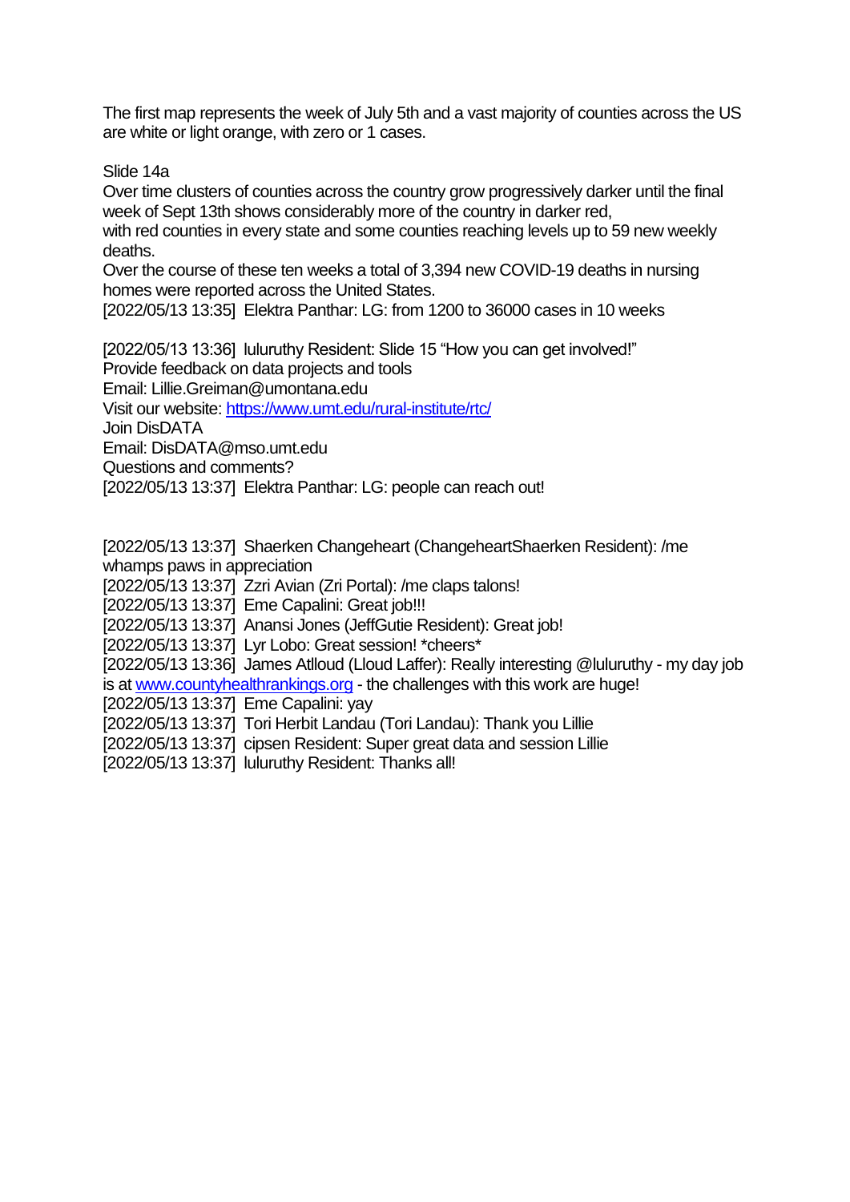The first map represents the week of July 5th and a vast majority of counties across the US are white or light orange, with zero or 1 cases.

Slide 14a
Over time clusters of counties across the country grow progressively darker until the final week of Sept 13th shows considerably more of the country in darker red,
with red counties in every state and some counties reaching levels up to 59 new weekly deaths.
Over the course of these ten weeks a total of 3,394 new COVID-19 deaths in nursing homes were reported across the United States.
[2022/05/13 13:35] Elektra Panthar: LG: from 1200 to 36000 cases in 10 weeks

[2022/05/13 13:36] luluruthy Resident: Slide 15 "How you can get involved!"
Provide feedback on data projects and tools
Email: Lillie.Greiman@umontana.edu
Visit our website: https://www.umt.edu/rural-institute/rtc/
Join DisDATA
Email: DisDATA@mso.umt.edu
Questions and comments?
[2022/05/13 13:37] Elektra Panthar: LG: people can reach out!

[2022/05/13 13:37] Shaerken Changeheart (ChangeheartShaerken Resident): /me whamps paws in appreciation
[2022/05/13 13:37] Zzri Avian (Zri Portal): /me claps talons!
[2022/05/13 13:37] Eme Capalini: Great job!!!
[2022/05/13 13:37] Anansi Jones (JeffGutie Resident): Great job!
[2022/05/13 13:37] Lyr Lobo: Great session! *cheers*
[2022/05/13 13:36] James Atlloud (Lloud Laffer): Really interesting @luluruthy - my day job is at www.countyhealthrankings.org - the challenges with this work are huge!
[2022/05/13 13:37] Eme Capalini: yay
[2022/05/13 13:37] Tori Herbit Landau (Tori Landau): Thank you Lillie
[2022/05/13 13:37] cipsen Resident: Super great data and session Lillie
[2022/05/13 13:37] luluruthy Resident: Thanks all!